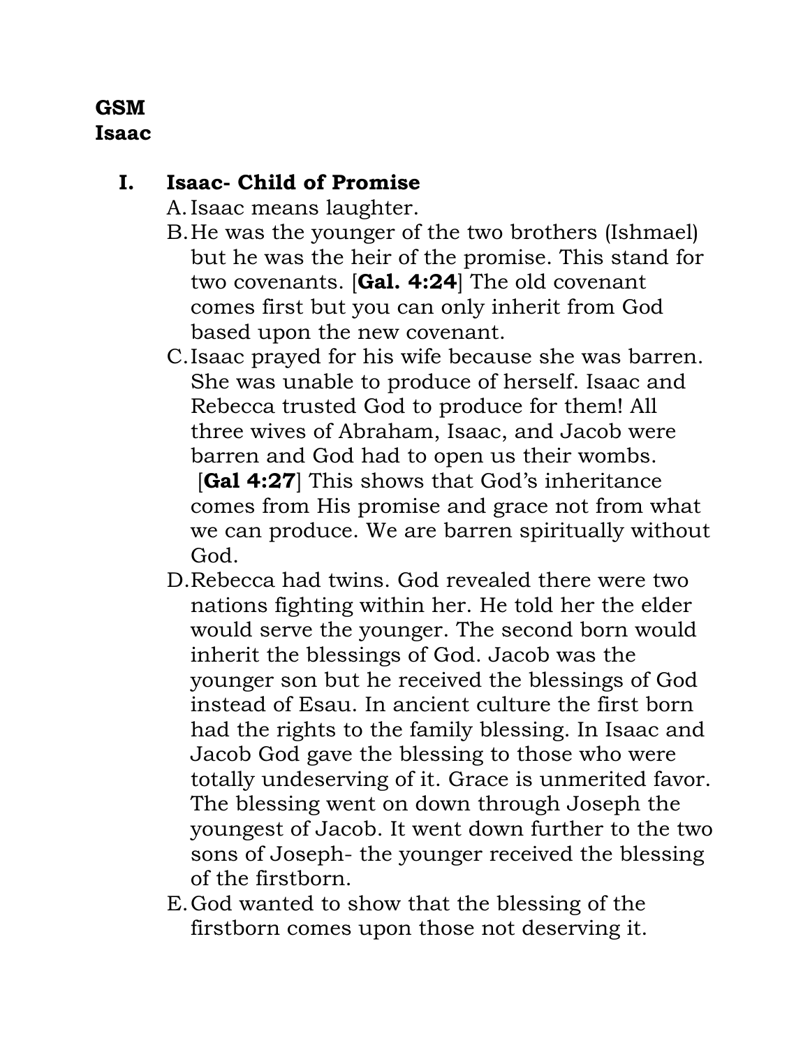**GSM**
**Isaac**

## I. Isaac- Child of Promise

A. Isaac means laughter.

B. He was the younger of the two brothers (Ishmael) but he was the heir of the promise. This stand for two covenants. [**Gal. 4:24**] The old covenant comes first but you can only inherit from God based upon the new covenant.

C. Isaac prayed for his wife because she was barren. She was unable to produce of herself. Isaac and Rebecca trusted God to produce for them! All three wives of Abraham, Isaac, and Jacob were barren and God had to open us their wombs. [**Gal 4:27**] This shows that God's inheritance comes from His promise and grace not from what we can produce. We are barren spiritually without God.

D. Rebecca had twins. God revealed there were two nations fighting within her. He told her the elder would serve the younger. The second born would inherit the blessings of God. Jacob was the younger son but he received the blessings of God instead of Esau. In ancient culture the first born had the rights to the family blessing. In Isaac and Jacob God gave the blessing to those who were totally undeserving of it. Grace is unmerited favor. The blessing went on down through Joseph the youngest of Jacob. It went down further to the two sons of Joseph- the younger received the blessing of the firstborn.

E. God wanted to show that the blessing of the firstborn comes upon those not deserving it.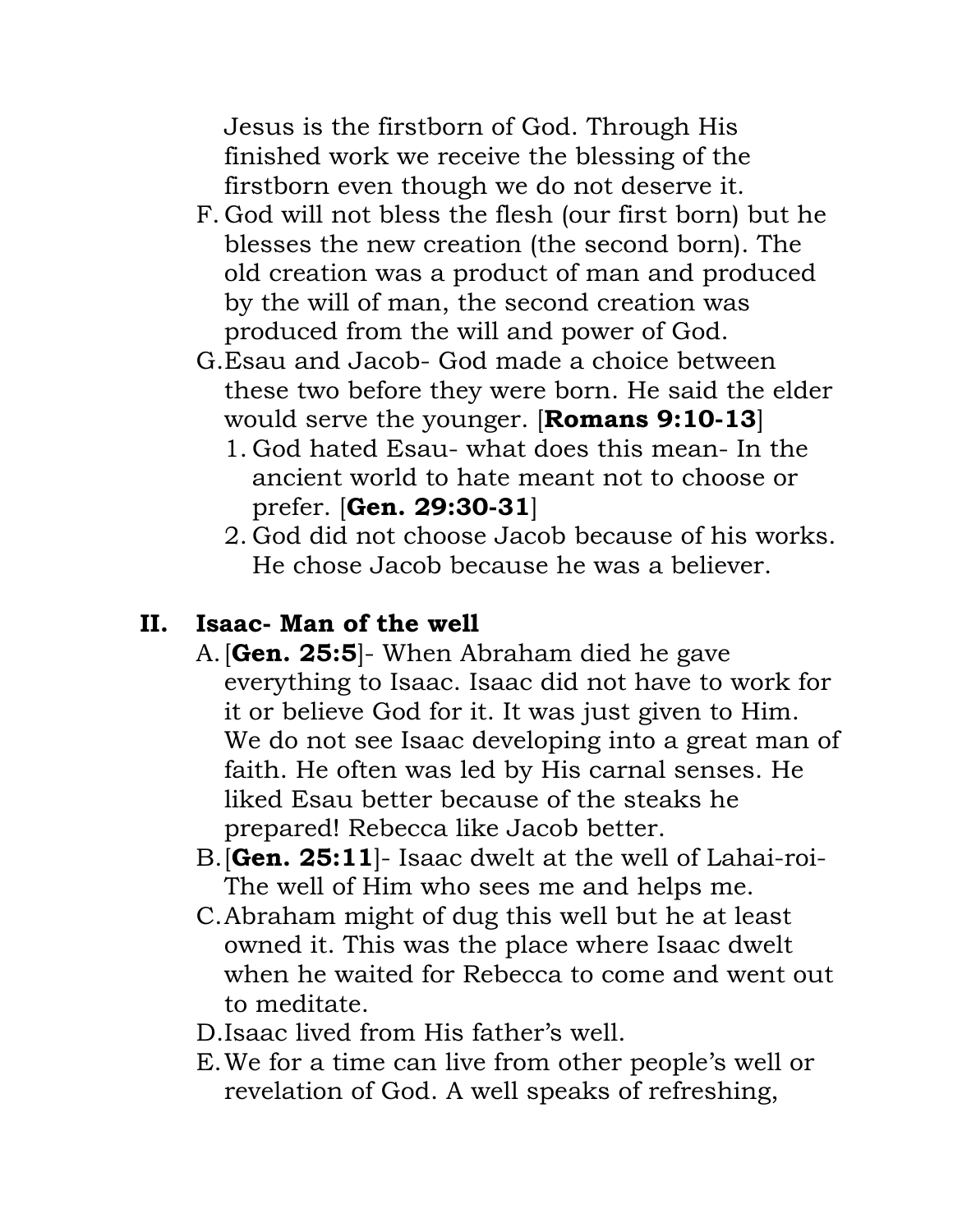Jesus is the firstborn of God. Through His finished work we receive the blessing of the firstborn even though we do not deserve it.

F. God will not bless the flesh (our first born) but he blesses the new creation (the second born). The old creation was a product of man and produced by the will of man, the second creation was produced from the will and power of God.

G. Esau and Jacob- God made a choice between these two before they were born. He said the elder would serve the younger. [**Romans 9:10-13**]

   1. God hated Esau- what does this mean- In the ancient world to hate meant not to choose or prefer. [**Gen. 29:30-31**]
   2. God did not choose Jacob because of his works. He chose Jacob because he was a believer.

## II. Isaac- Man of the well

A. [**Gen. 25:5**]- When Abraham died he gave everything to Isaac. Isaac did not have to work for it or believe God for it. It was just given to Him. We do not see Isaac developing into a great man of faith. He often was led by His carnal senses. He liked Esau better because of the steaks he prepared! Rebecca like Jacob better.

B. [**Gen. 25:11**]- Isaac dwelt at the well of Lahai-roi- The well of Him who sees me and helps me.

C. Abraham might of dug this well but he at least owned it. This was the place where Isaac dwelt when he waited for Rebecca to come and went out to meditate.

D. Isaac lived from His father's well.

E. We for a time can live from other people's well or revelation of God. A well speaks of refreshing,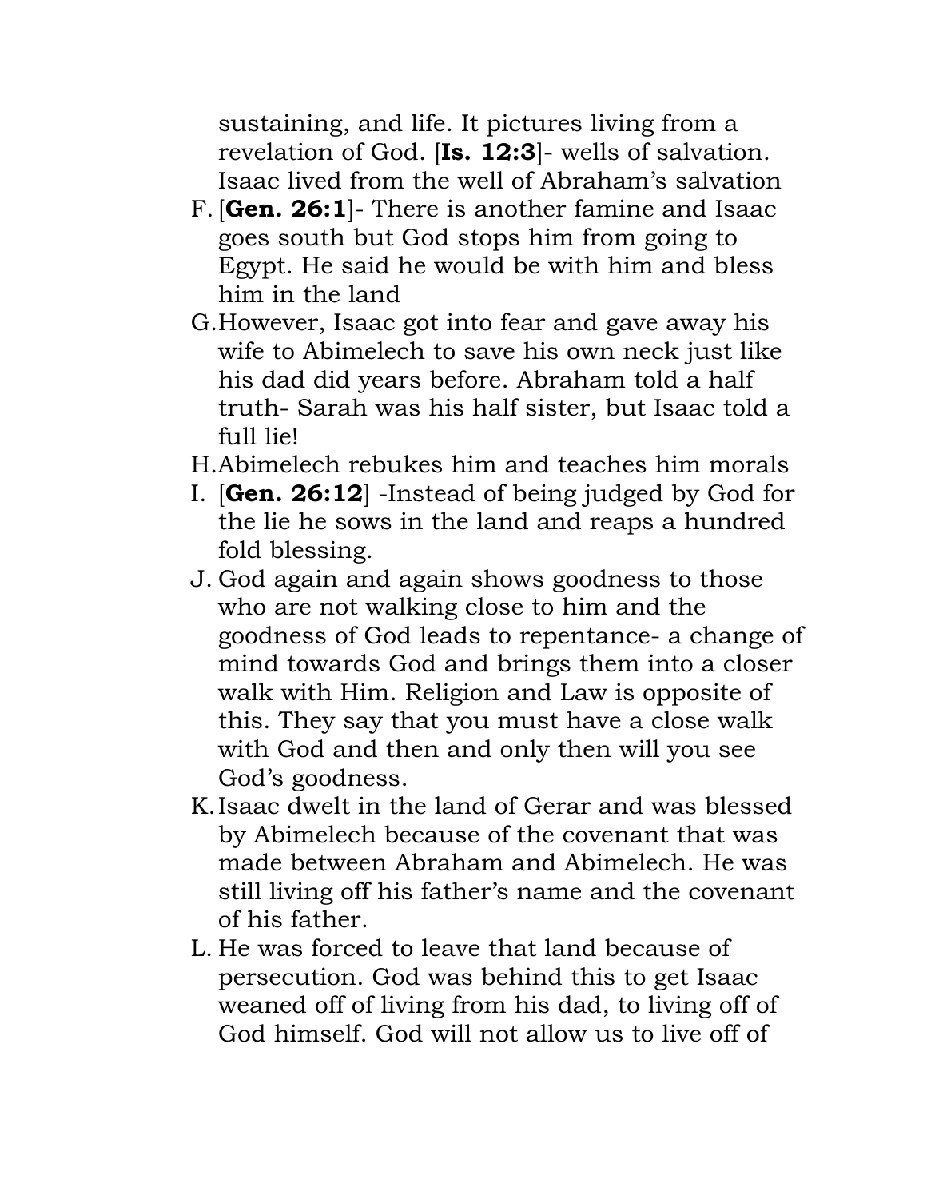sustaining, and life. It pictures living from a revelation of God. [**Is. 12:3**]- wells of salvation. Isaac lived from the well of Abraham's salvation

F. [**Gen. 26:1**]- There is another famine and Isaac goes south but God stops him from going to Egypt. He said he would be with him and bless him in the land
G. However, Isaac got into fear and gave away his wife to Abimelech to save his own neck just like his dad did years before. Abraham told a half truth- Sarah was his half sister, but Isaac told a full lie!
H. Abimelech rebukes him and teaches him morals
I. [**Gen. 26:12**] -Instead of being judged by God for the lie he sows in the land and reaps a hundred fold blessing.
J. God again and again shows goodness to those who are not walking close to him and the goodness of God leads to repentance- a change of mind towards God and brings them into a closer walk with Him. Religion and Law is opposite of this. They say that you must have a close walk with God and then and only then will you see God's goodness.
K. Isaac dwelt in the land of Gerar and was blessed by Abimelech because of the covenant that was made between Abraham and Abimelech. He was still living off his father's name and the covenant of his father.
L. He was forced to leave that land because of persecution. God was behind this to get Isaac weaned off of living from his dad, to living off of God himself. God will not allow us to live off of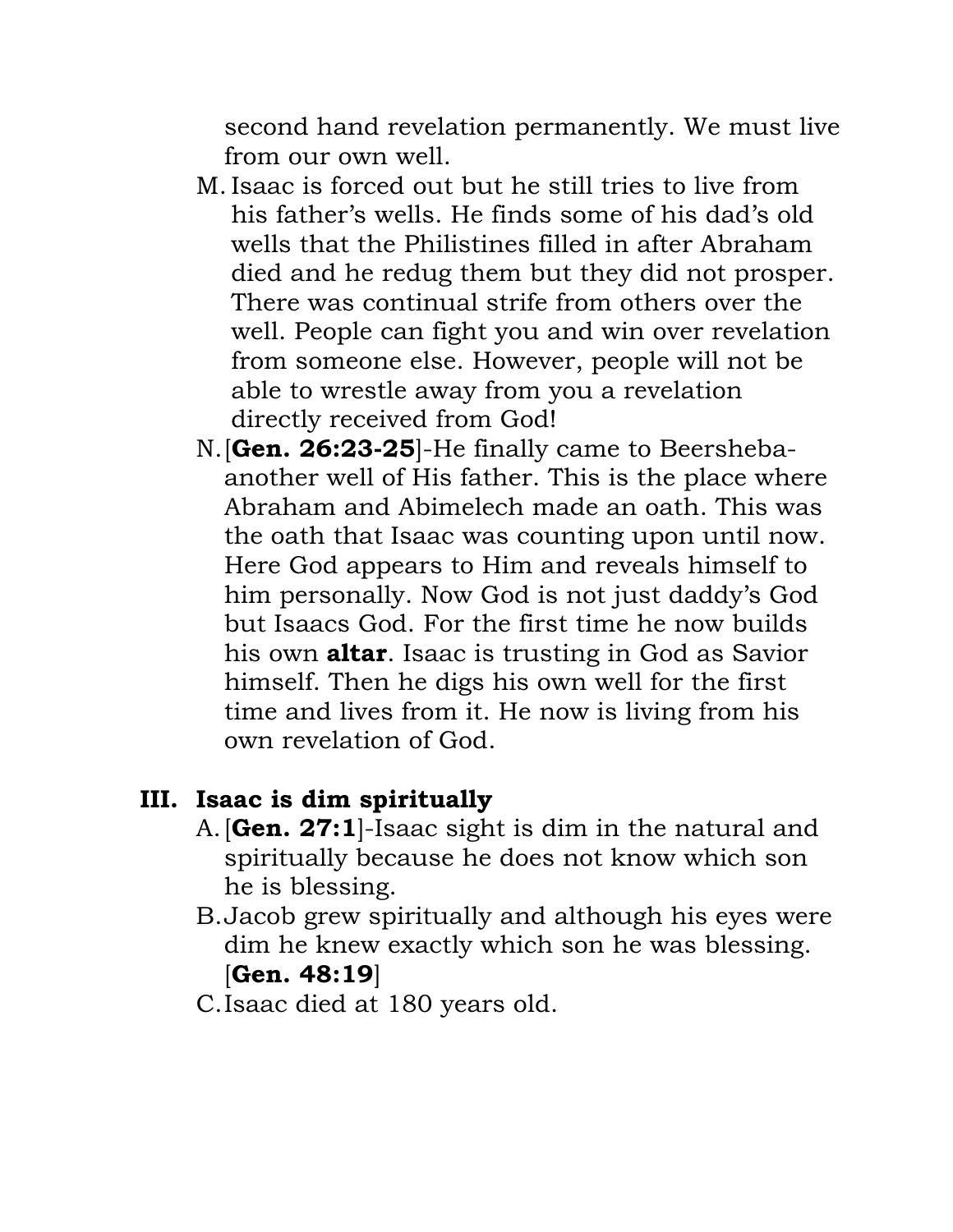second hand revelation permanently. We must live from our own well.

M. Isaac is forced out but he still tries to live from his father's wells. He finds some of his dad's old wells that the Philistines filled in after Abraham died and he redug them but they did not prosper. There was continual strife from others over the well. People can fight you and win over revelation from someone else. However, people will not be able to wrestle away from you a revelation directly received from God!

N. [**Gen. 26:23-25**]-He finally came to Beersheba-another well of His father. This is the place where Abraham and Abimelech made an oath. This was the oath that Isaac was counting upon until now. Here God appears to Him and reveals himself to him personally. Now God is not just daddy's God but Isaacs God. For the first time he now builds his own **altar**. Isaac is trusting in God as Savior himself. Then he digs his own well for the first time and lives from it. He now is living from his own revelation of God.

## III. Isaac is dim spiritually

A. [**Gen. 27:1**]-Isaac sight is dim in the natural and spiritually because he does not know which son he is blessing.

B. Jacob grew spiritually and although his eyes were dim he knew exactly which son he was blessing. [**Gen. 48:19**]

C. Isaac died at 180 years old.